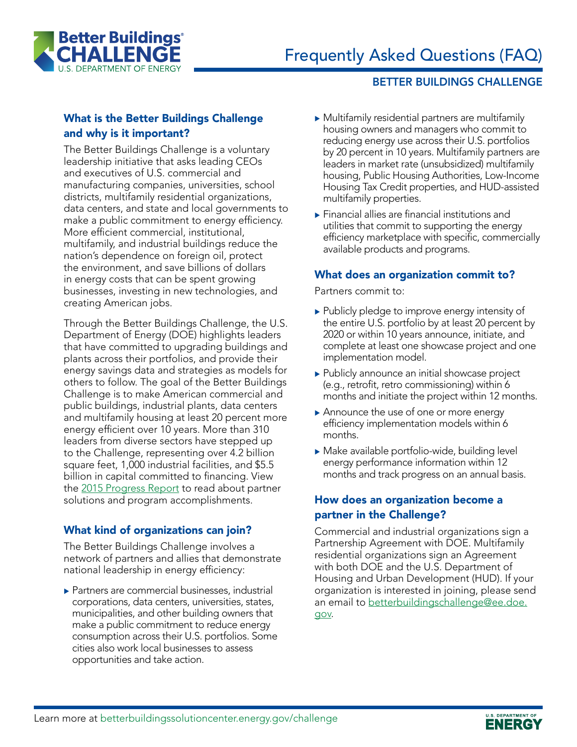# Frequently Asked Questions (FAQ)

## BETTER BUILDINGS CHALLENGE

### What is the Better Buildings Challenge and why is it important?

The Better Buildings Challenge is a voluntary leadership initiative that asks leading CEOs and executives of U.S. commercial and manufacturing companies, universities, school districts, multifamily residential organizations, data centers, and state and local governments to make a public commitment to energy efficiency. More efficient commercial, institutional, multifamily, and industrial buildings reduce the nation's dependence on foreign oil, protect the environment, and save billions of dollars in energy costs that can be spent growing businesses, investing in new technologies, and creating American jobs.

Through the Better Buildings Challenge, the U.S. Department of Energy (DOE) highlights leaders that have committed to upgrading buildings and plants across their portfolios, and provide their energy savings data and strategies as models for others to follow. The goal of the Better Buildings Challenge is to make American commercial and public buildings, industrial plants, data centers and multifamily housing at least 20 percent more energy efficient over 10 years. More than 310 leaders from diverse sectors have stepped up to the Challenge, representing over 4.2 billion square feet, 1,000 industrial facilities, and $5.5 billion in capital committed to financing. View the 2015 Progress Report to read about partner solutions and program accomplishments.

### What kind of organizations can join?

The Better Buildings Challenge involves a network of partners and allies that demonstrate national leadership in energy efficiency:

- Partners are commercial businesses, industrial corporations, data centers, universities, states, municipalities, and other building owners that make a public commitment to reduce energy consumption across their U.S. portfolios. Some cities also work local businesses to assess opportunities and take action.
- Multifamily residential partners are multifamily housing owners and managers who commit to reducing energy use across their U.S. portfolios by 20 percent in 10 years. Multifamily partners are leaders in market rate (unsubsidized) multifamily housing, Public Housing Authorities, Low-Income Housing Tax Credit properties, and HUD-assisted multifamily properties.
- Financial allies are financial institutions and utilities that commit to supporting the energy efficiency marketplace with specific, commercially available products and programs.

### What does an organization commit to?

Partners commit to:

- Publicly pledge to improve energy intensity of the entire U.S. portfolio by at least 20 percent by 2020 or within 10 years announce, initiate, and complete at least one showcase project and one implementation model.
- Publicly announce an initial showcase project (e.g., retrofit, retro commissioning) within 6 months and initiate the project within 12 months.
- Announce the use of one or more energy efficiency implementation models within 6 months.
- Make available portfolio-wide, building level energy performance information within 12 months and track progress on an annual basis.

### How does an organization become a partner in the Challenge?

Commercial and industrial organizations sign a Partnership Agreement with DOE. Multifamily residential organizations sign an Agreement with both DOE and the U.S. Department of Housing and Urban Development (HUD). If your organization is interested in joining, please send an email to betterbuildingschallenge@ee.doe.gov.

Learn more at betterbuildingssolutioncenter.energy.gov/challenge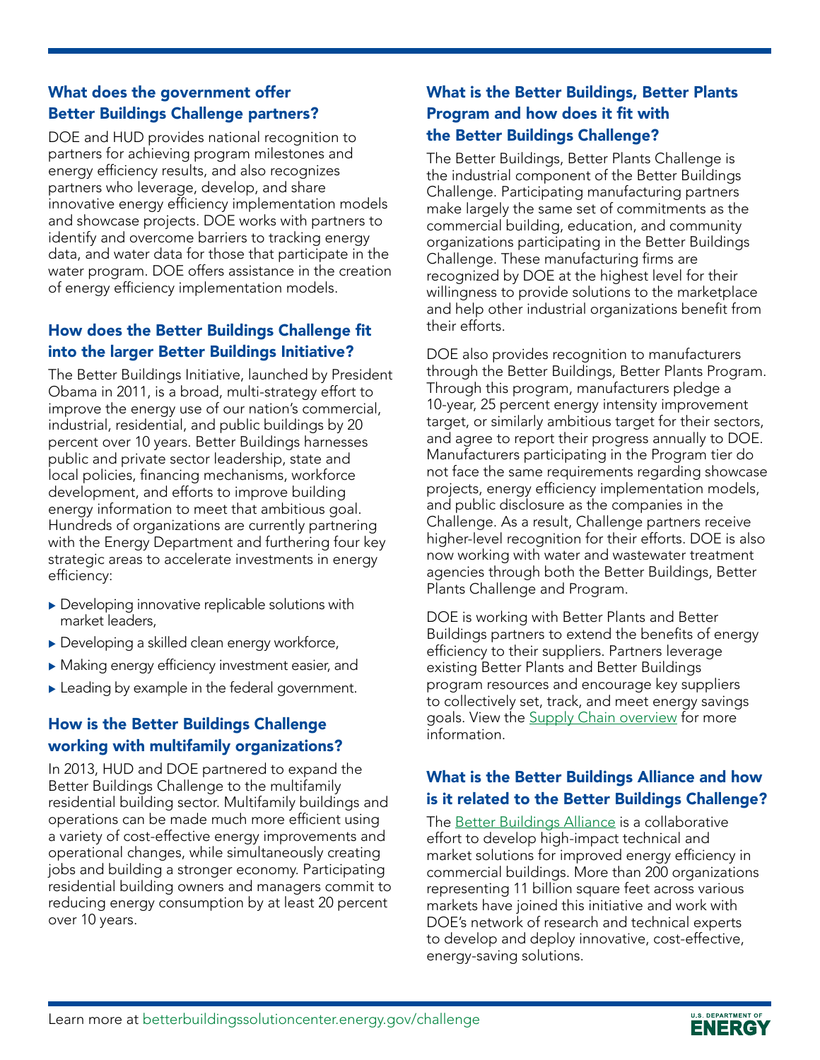## What does the government offer Better Buildings Challenge partners?

DOE and HUD provides national recognition to partners for achieving program milestones and energy efficiency results, and also recognizes partners who leverage, develop, and share innovative energy efficiency implementation models and showcase projects. DOE works with partners to identify and overcome barriers to tracking energy data, and water data for those that participate in the water program. DOE offers assistance in the creation of energy efficiency implementation models.

## How does the Better Buildings Challenge fit into the larger Better Buildings Initiative?

The Better Buildings Initiative, launched by President Obama in 2011, is a broad, multi-strategy effort to improve the energy use of our nation's commercial, industrial, residential, and public buildings by 20 percent over 10 years. Better Buildings harnesses public and private sector leadership, state and local policies, financing mechanisms, workforce development, and efforts to improve building energy information to meet that ambitious goal. Hundreds of organizations are currently partnering with the Energy Department and furthering four key strategic areas to accelerate investments in energy efficiency:

- Developing innovative replicable solutions with market leaders,
- Developing a skilled clean energy workforce,
- Making energy efficiency investment easier, and
- Leading by example in the federal government.

## How is the Better Buildings Challenge working with multifamily organizations?

In 2013, HUD and DOE partnered to expand the Better Buildings Challenge to the multifamily residential building sector. Multifamily buildings and operations can be made much more efficient using a variety of cost-effective energy improvements and operational changes, while simultaneously creating jobs and building a stronger economy. Participating residential building owners and managers commit to reducing energy consumption by at least 20 percent over 10 years.

## What is the Better Buildings, Better Plants Program and how does it fit with the Better Buildings Challenge?

The Better Buildings, Better Plants Challenge is the industrial component of the Better Buildings Challenge. Participating manufacturing partners make largely the same set of commitments as the commercial building, education, and community organizations participating in the Better Buildings Challenge. These manufacturing firms are recognized by DOE at the highest level for their willingness to provide solutions to the marketplace and help other industrial organizations benefit from their efforts.

DOE also provides recognition to manufacturers through the Better Buildings, Better Plants Program. Through this program, manufacturers pledge a 10-year, 25 percent energy intensity improvement target, or similarly ambitious target for their sectors, and agree to report their progress annually to DOE. Manufacturers participating in the Program tier do not face the same requirements regarding showcase projects, energy efficiency implementation models, and public disclosure as the companies in the Challenge. As a result, Challenge partners receive higher-level recognition for their efforts. DOE is also now working with water and wastewater treatment agencies through both the Better Buildings, Better Plants Challenge and Program.

DOE is working with Better Plants and Better Buildings partners to extend the benefits of energy efficiency to their suppliers. Partners leverage existing Better Plants and Better Buildings program resources and encourage key suppliers to collectively set, track, and meet energy savings goals. View the Supply Chain overview for more information.

## What is the Better Buildings Alliance and how is it related to the Better Buildings Challenge?

The Better Buildings Alliance is a collaborative effort to develop high-impact technical and market solutions for improved energy efficiency in commercial buildings. More than 200 organizations representing 11 billion square feet across various markets have joined this initiative and work with DOE's network of research and technical experts to develop and deploy innovative, cost-effective, energy-saving solutions.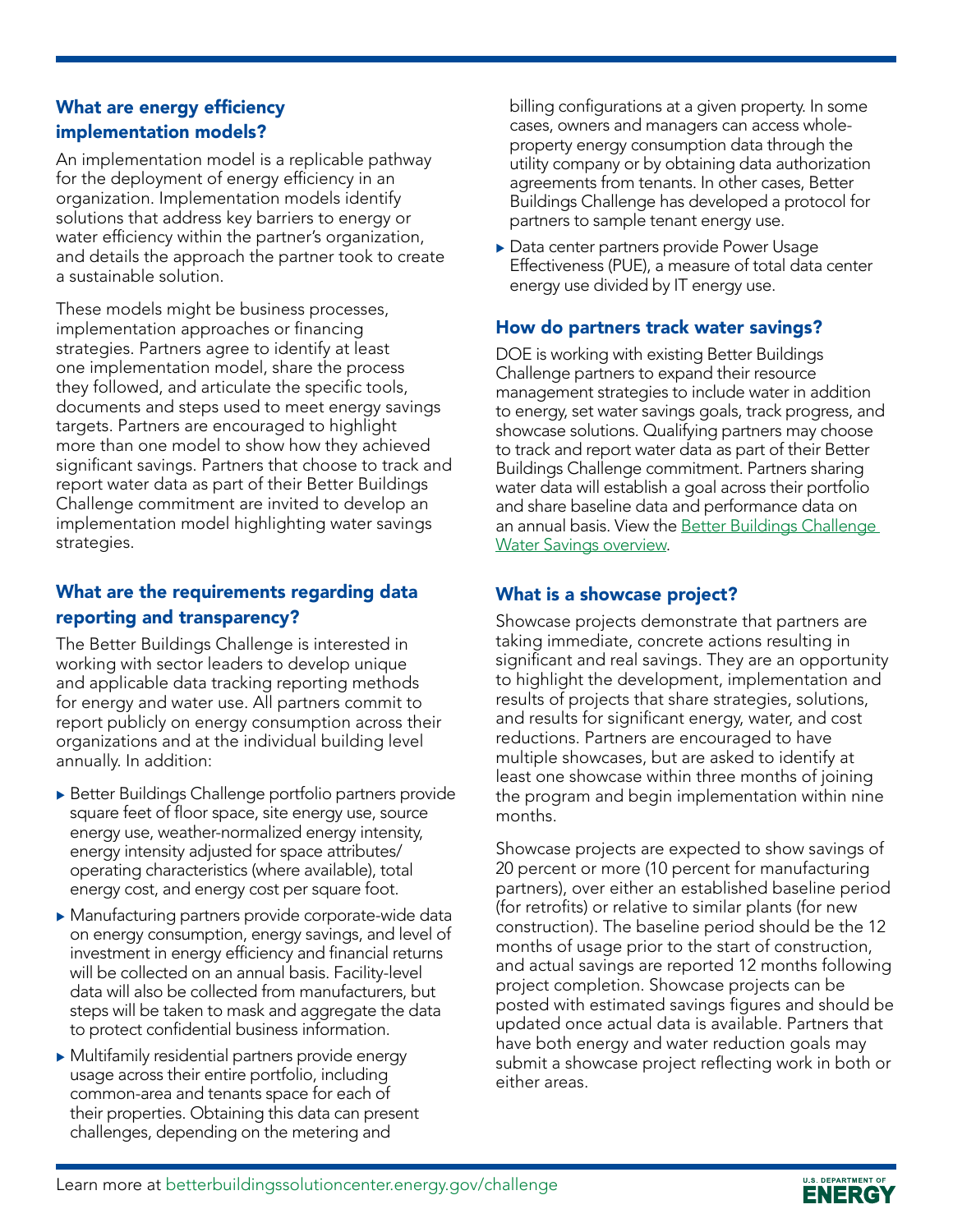## What are energy efficiency implementation models?

An implementation model is a replicable pathway for the deployment of energy efficiency in an organization. Implementation models identify solutions that address key barriers to energy or water efficiency within the partner's organization, and details the approach the partner took to create a sustainable solution.

These models might be business processes, implementation approaches or financing strategies. Partners agree to identify at least one implementation model, share the process they followed, and articulate the specific tools, documents and steps used to meet energy savings targets. Partners are encouraged to highlight more than one model to show how they achieved significant savings. Partners that choose to track and report water data as part of their Better Buildings Challenge commitment are invited to develop an implementation model highlighting water savings strategies.

## What are the requirements regarding data reporting and transparency?

The Better Buildings Challenge is interested in working with sector leaders to develop unique and applicable data tracking reporting methods for energy and water use. All partners commit to report publicly on energy consumption across their organizations and at the individual building level annually. In addition:

- Better Buildings Challenge portfolio partners provide square feet of floor space, site energy use, source energy use, weather-normalized energy intensity, energy intensity adjusted for space attributes/operating characteristics (where available), total energy cost, and energy cost per square foot.
- Manufacturing partners provide corporate-wide data on energy consumption, energy savings, and level of investment in energy efficiency and financial returns will be collected on an annual basis. Facility-level data will also be collected from manufacturers, but steps will be taken to mask and aggregate the data to protect confidential business information.
- Multifamily residential partners provide energy usage across their entire portfolio, including common-area and tenants space for each of their properties. Obtaining this data can present challenges, depending on the metering and billing configurations at a given property. In some cases, owners and managers can access whole-property energy consumption data through the utility company or by obtaining data authorization agreements from tenants. In other cases, Better Buildings Challenge has developed a protocol for partners to sample tenant energy use.
- Data center partners provide Power Usage Effectiveness (PUE), a measure of total data center energy use divided by IT energy use.

## How do partners track water savings?

DOE is working with existing Better Buildings Challenge partners to expand their resource management strategies to include water in addition to energy, set water savings goals, track progress, and showcase solutions. Qualifying partners may choose to track and report water data as part of their Better Buildings Challenge commitment. Partners sharing water data will establish a goal across their portfolio and share baseline data and performance data on an annual basis. View the Better Buildings Challenge Water Savings overview.

## What is a showcase project?

Showcase projects demonstrate that partners are taking immediate, concrete actions resulting in significant and real savings. They are an opportunity to highlight the development, implementation and results of projects that share strategies, solutions, and results for significant energy, water, and cost reductions. Partners are encouraged to have multiple showcases, but are asked to identify at least one showcase within three months of joining the program and begin implementation within nine months.

Showcase projects are expected to show savings of 20 percent or more (10 percent for manufacturing partners), over either an established baseline period (for retrofits) or relative to similar plants (for new construction). The baseline period should be the 12 months of usage prior to the start of construction, and actual savings are reported 12 months following project completion. Showcase projects can be posted with estimated savings figures and should be updated once actual data is available. Partners that have both energy and water reduction goals may submit a showcase project reflecting work in both or either areas.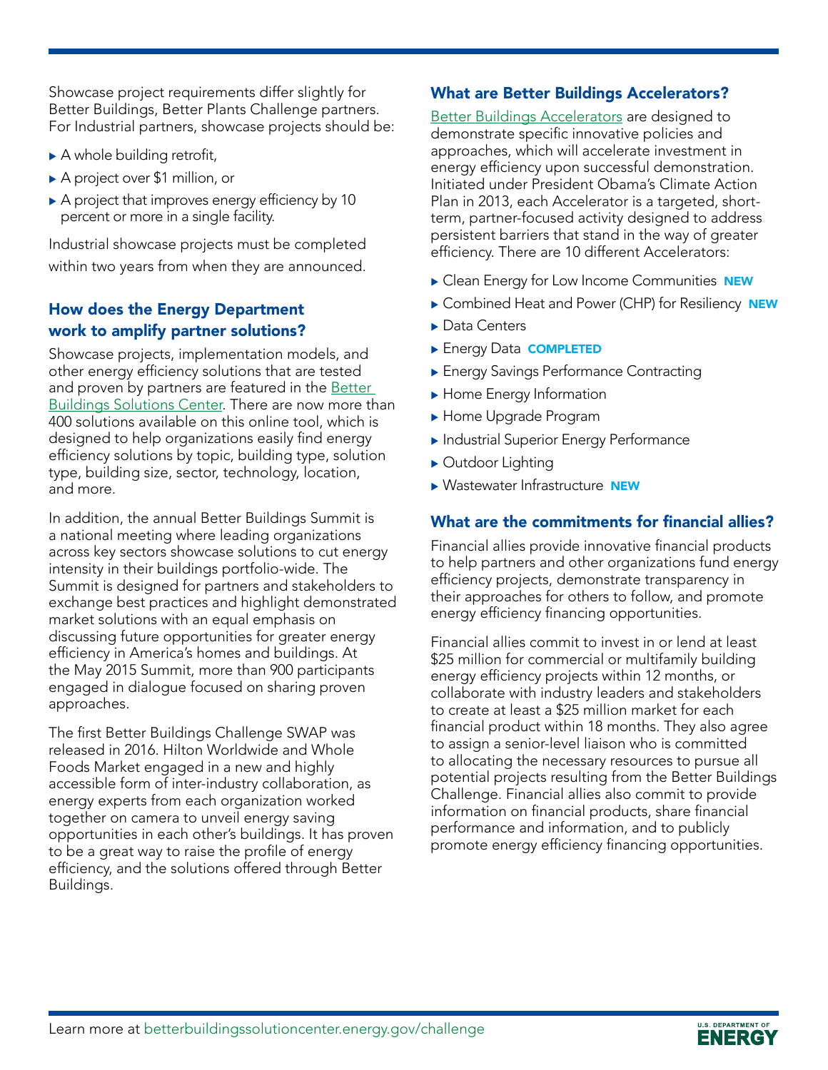Showcase project requirements differ slightly for Better Buildings, Better Plants Challenge partners. For Industrial partners, showcase projects should be:

- A whole building retrofit,
- A project over $1 million, or
- A project that improves energy efficiency by 10 percent or more in a single facility.

Industrial showcase projects must be completed within two years from when they are announced.

## How does the Energy Department work to amplify partner solutions?

Showcase projects, implementation models, and other energy efficiency solutions that are tested and proven by partners are featured in the Better Buildings Solutions Center. There are now more than 400 solutions available on this online tool, which is designed to help organizations easily find energy efficiency solutions by topic, building type, solution type, building size, sector, technology, location, and more.

In addition, the annual Better Buildings Summit is a national meeting where leading organizations across key sectors showcase solutions to cut energy intensity in their buildings portfolio-wide. The Summit is designed for partners and stakeholders to exchange best practices and highlight demonstrated market solutions with an equal emphasis on discussing future opportunities for greater energy efficiency in America's homes and buildings. At the May 2015 Summit, more than 900 participants engaged in dialogue focused on sharing proven approaches.

The first Better Buildings Challenge SWAP was released in 2016. Hilton Worldwide and Whole Foods Market engaged in a new and highly accessible form of inter-industry collaboration, as energy experts from each organization worked together on camera to unveil energy saving opportunities in each other's buildings. It has proven to be a great way to raise the profile of energy efficiency, and the solutions offered through Better Buildings.

## What are Better Buildings Accelerators?

Better Buildings Accelerators are designed to demonstrate specific innovative policies and approaches, which will accelerate investment in energy efficiency upon successful demonstration. Initiated under President Obama's Climate Action Plan in 2013, each Accelerator is a targeted, short-term, partner-focused activity designed to address persistent barriers that stand in the way of greater efficiency. There are 10 different Accelerators:

- Clean Energy for Low Income Communities **NEW**
- Combined Heat and Power (CHP) for Resiliency **NEW**
- Data Centers
- Energy Data **COMPLETED**
- Energy Savings Performance Contracting
- Home Energy Information
- Home Upgrade Program
- Industrial Superior Energy Performance
- Outdoor Lighting
- Wastewater Infrastructure **NEW**

## What are the commitments for financial allies?

Financial allies provide innovative financial products to help partners and other organizations fund energy efficiency projects, demonstrate transparency in their approaches for others to follow, and promote energy efficiency financing opportunities.

Financial allies commit to invest in or lend at least $25 million for commercial or multifamily building energy efficiency projects within 12 months, or collaborate with industry leaders and stakeholders to create at least a $25 million market for each financial product within 18 months. They also agree to assign a senior-level liaison who is committed to allocating the necessary resources to pursue all potential projects resulting from the Better Buildings Challenge. Financial allies also commit to provide information on financial products, share financial performance and information, and to publicly promote energy efficiency financing opportunities.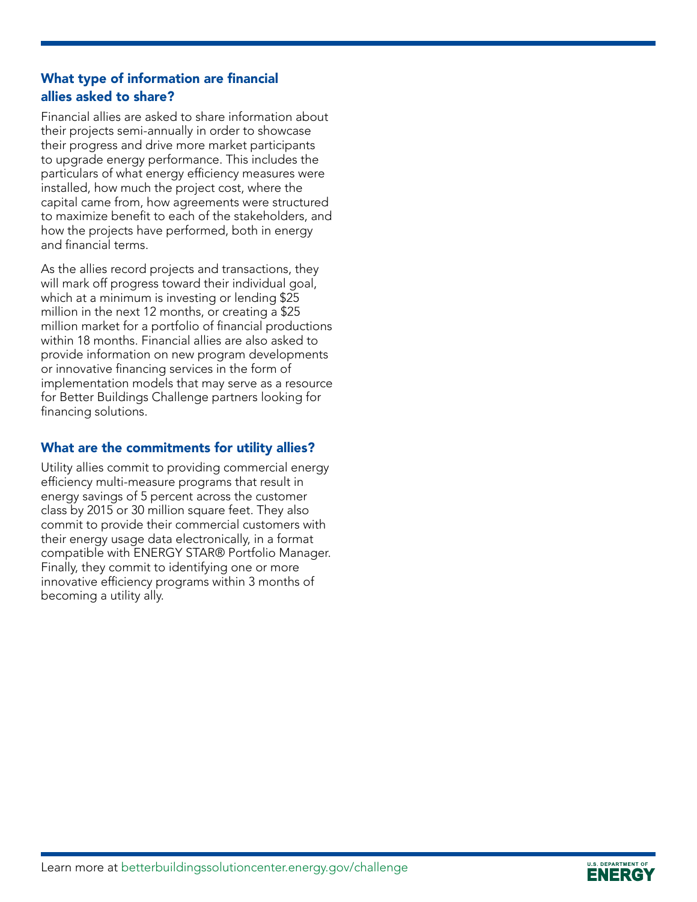## What type of information are financial allies asked to share?

Financial allies are asked to share information about their projects semi-annually in order to showcase their progress and drive more market participants to upgrade energy performance. This includes the particulars of what energy efficiency measures were installed, how much the project cost, where the capital came from, how agreements were structured to maximize benefit to each of the stakeholders, and how the projects have performed, both in energy and financial terms.

As the allies record projects and transactions, they will mark off progress toward their individual goal, which at a minimum is investing or lending $25 million in the next 12 months, or creating a $25 million market for a portfolio of financial productions within 18 months. Financial allies are also asked to provide information on new program developments or innovative financing services in the form of implementation models that may serve as a resource for Better Buildings Challenge partners looking for financing solutions.

## What are the commitments for utility allies?

Utility allies commit to providing commercial energy efficiency multi-measure programs that result in energy savings of 5 percent across the customer class by 2015 or 30 million square feet. They also commit to provide their commercial customers with their energy usage data electronically, in a format compatible with ENERGY STAR® Portfolio Manager. Finally, they commit to identifying one or more innovative efficiency programs within 3 months of becoming a utility ally.